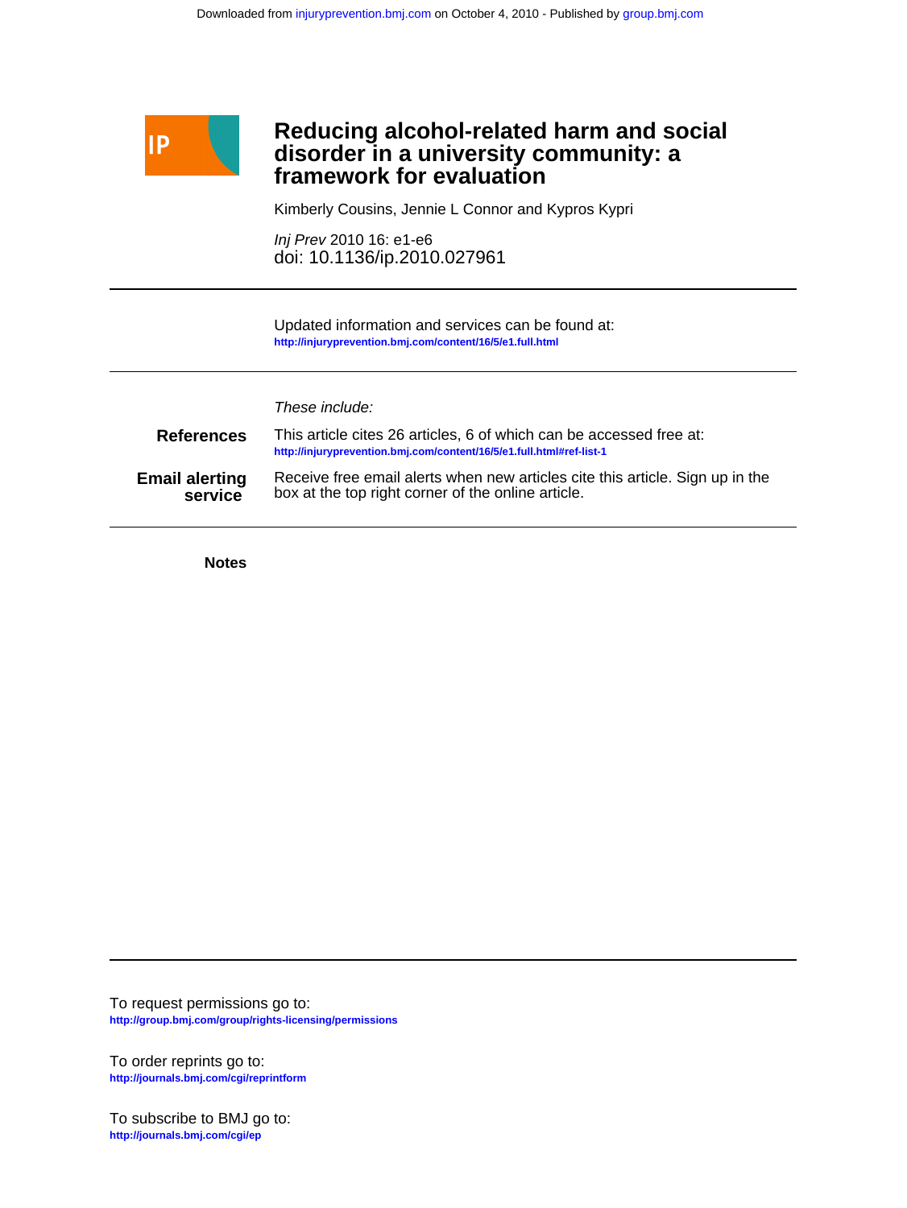Downloaded from injuryprevention.bmj.com on October 4, 2010 - Published by group.bmj.com

# Reducing alcohol-related harm and social disorder in a university community: a framework for evaluation

Kimberly Cousins, Jennie L Connor and Kypros Kypri

*Inj Prev* 2010 16: e1-e6
doi: 10.1136/ip.2010.027961

---

Updated information and services can be found at:
**http://injuryprevention.bmj.com/content/16/5/e1.full.html**

---

*These include:*

**References** This article cites 26 articles, 6 of which can be accessed free at:
**http://injuryprevention.bmj.com/content/16/5/e1.full.html#ref-list-1**

**Email alerting service** Receive free email alerts when new articles cite this article. Sign up in the box at the top right corner of the online article.

---

**Notes**

---

To request permissions go to:
**http://group.bmj.com/group/rights-licensing/permissions**

To order reprints go to:
**http://journals.bmj.com/cgi/reprintform**

To subscribe to BMJ go to:
**http://journals.bmj.com/cgi/ep**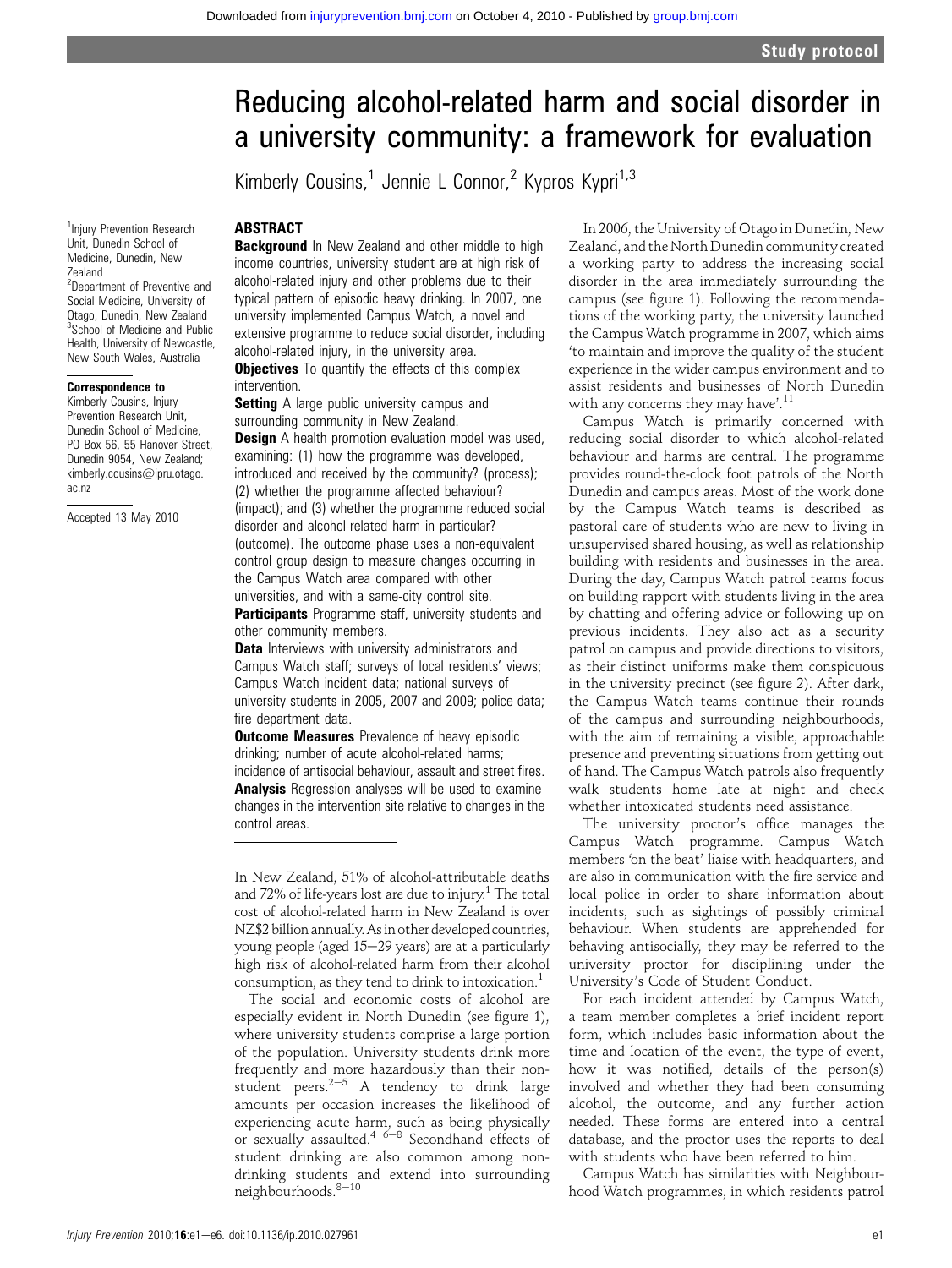# Reducing alcohol-related harm and social disorder in a university community: a framework for evaluation

Kimberly Cousins,[1] Jennie L Connor,[2] Kypros Kypri[1,3]

[1]Injury Prevention Research Unit, Dunedin School of Medicine, Dunedin, New Zealand
[2]Department of Preventive and Social Medicine, University of Otago, Dunedin, New Zealand
[3]School of Medicine and Public Health, University of Newcastle, New South Wales, Australia

**Correspondence to**
Kimberly Cousins, Injury Prevention Research Unit, Dunedin School of Medicine, PO Box 56, 55 Hanover Street, Dunedin 9054, New Zealand; kimberly.cousins@ipru.otago.ac.nz

Accepted 13 May 2010

## ABSTRACT

**Background** In New Zealand and other middle to high income countries, university student are at high risk of alcohol-related injury and other problems due to their typical pattern of episodic heavy drinking. In 2007, one university implemented Campus Watch, a novel and extensive programme to reduce social disorder, including alcohol-related injury, in the university area.

**Objectives** To quantify the effects of this complex intervention.

**Setting** A large public university campus and surrounding community in New Zealand.

**Design** A health promotion evaluation model was used, examining: (1) how the programme was developed, introduced and received by the community? (process); (2) whether the programme affected behaviour? (impact); and (3) whether the programme reduced social disorder and alcohol-related harm in particular? (outcome). The outcome phase uses a non-equivalent control group design to measure changes occurring in the Campus Watch area compared with other universities, and with a same-city control site.

**Participants** Programme staff, university students and other community members.

**Data** Interviews with university administrators and Campus Watch staff; surveys of local residents' views; Campus Watch incident data; national surveys of university students in 2005, 2007 and 2009; police data; fire department data.

**Outcome Measures** Prevalence of heavy episodic drinking; number of acute alcohol-related harms; incidence of antisocial behaviour, assault and street fires.

**Analysis** Regression analyses will be used to examine changes in the intervention site relative to changes in the control areas.

In New Zealand, 51% of alcohol-attributable deaths and 72% of life-years lost are due to injury.[1] The total cost of alcohol-related harm in New Zealand is over NZ$2 billion annually. As in other developed countries, young people (aged 15–29 years) are at a particularly high risk of alcohol-related harm from their alcohol consumption, as they tend to drink to intoxication.[1]

The social and economic costs of alcohol are especially evident in North Dunedin (see figure 1), where university students comprise a large portion of the population. University students drink more frequently and more hazardously than their non-student peers.[2–5] A tendency to drink large amounts per occasion increases the likelihood of experiencing acute harm, such as being physically or sexually assaulted.[4 6–8] Secondhand effects of student drinking are also common among non-drinking students and extend into surrounding neighbourhoods.[8–10]

In 2006, the University of Otago in Dunedin, New Zealand, and the North Dunedin community created a working party to address the increasing social disorder in the area immediately surrounding the campus (see figure 1). Following the recommendations of the working party, the university launched the Campus Watch programme in 2007, which aims 'to maintain and improve the quality of the student experience in the wider campus environment and to assist residents and businesses of North Dunedin with any concerns they may have'.[11]

Campus Watch is primarily concerned with reducing social disorder to which alcohol-related behaviour and harms are central. The programme provides round-the-clock foot patrols of the North Dunedin and campus areas. Most of the work done by the Campus Watch teams is described as pastoral care of students who are new to living in unsupervised shared housing, as well as relationship building with residents and businesses in the area. During the day, Campus Watch patrol teams focus on building rapport with students living in the area by chatting and offering advice or following up on previous incidents. They also act as a security patrol on campus and provide directions to visitors, as their distinct uniforms make them conspicuous in the university precinct (see figure 2). After dark, the Campus Watch teams continue their rounds of the campus and surrounding neighbourhoods, with the aim of remaining a visible, approachable presence and preventing situations from getting out of hand. The Campus Watch patrols also frequently walk students home late at night and check whether intoxicated students need assistance.

The university proctor's office manages the Campus Watch programme. Campus Watch members 'on the beat' liaise with headquarters, and are also in communication with the fire service and local police in order to share information about incidents, such as sightings of possibly criminal behaviour. When students are apprehended for behaving antisocially, they may be referred to the university proctor for disciplining under the University's Code of Student Conduct.

For each incident attended by Campus Watch, a team member completes a brief incident report form, which includes basic information about the time and location of the event, the type of event, how it was notified, details of the person(s) involved and whether they had been consuming alcohol, the outcome, and any further action needed. These forms are entered into a central database, and the proctor uses the reports to deal with students who have been referred to him.

Campus Watch has similarities with Neighbourhood Watch programmes, in which residents patrol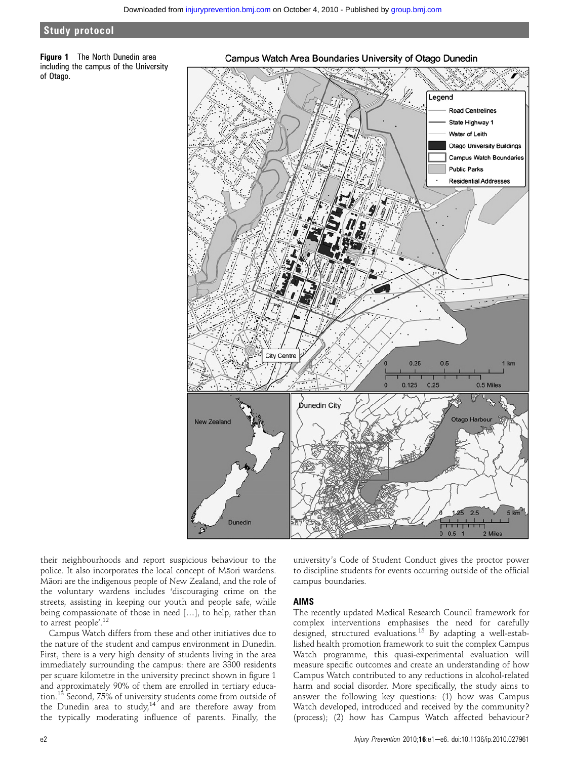**Figure 1** The North Dunedin area including the campus of the University of Otago.

their neighbourhoods and report suspicious behaviour to the police. It also incorporates the local concept of Māori wardens. Māori are the indigenous people of New Zealand, and the role of the voluntary wardens includes 'discouraging crime on the streets, assisting in keeping our youth and people safe, while being compassionate of those in need [...], to help, rather than to arrest people'.[12]

Campus Watch differs from these and other initiatives due to the nature of the student and campus environment in Dunedin. First, there is a very high density of students living in the area immediately surrounding the campus: there are 3300 residents per square kilometre in the university precinct shown in figure 1 and approximately 90% of them are enrolled in tertiary education.[13] Second, 75% of university students come from outside of the Dunedin area to study,[14] and are therefore away from the typically moderating influence of parents. Finally, the university's Code of Student Conduct gives the proctor power to discipline students for events occurring outside of the official campus boundaries.

## AIMS

The recently updated Medical Research Council framework for complex interventions emphasises the need for carefully designed, structured evaluations.[15] By adapting a well-established health promotion framework to suit the complex Campus Watch programme, this quasi-experimental evaluation will measure specific outcomes and create an understanding of how Campus Watch contributed to any reductions in alcohol-related harm and social disorder. More specifically, the study aims to answer the following key questions: (1) how was Campus Watch developed, introduced and received by the community? (process); (2) how has Campus Watch affected behaviour?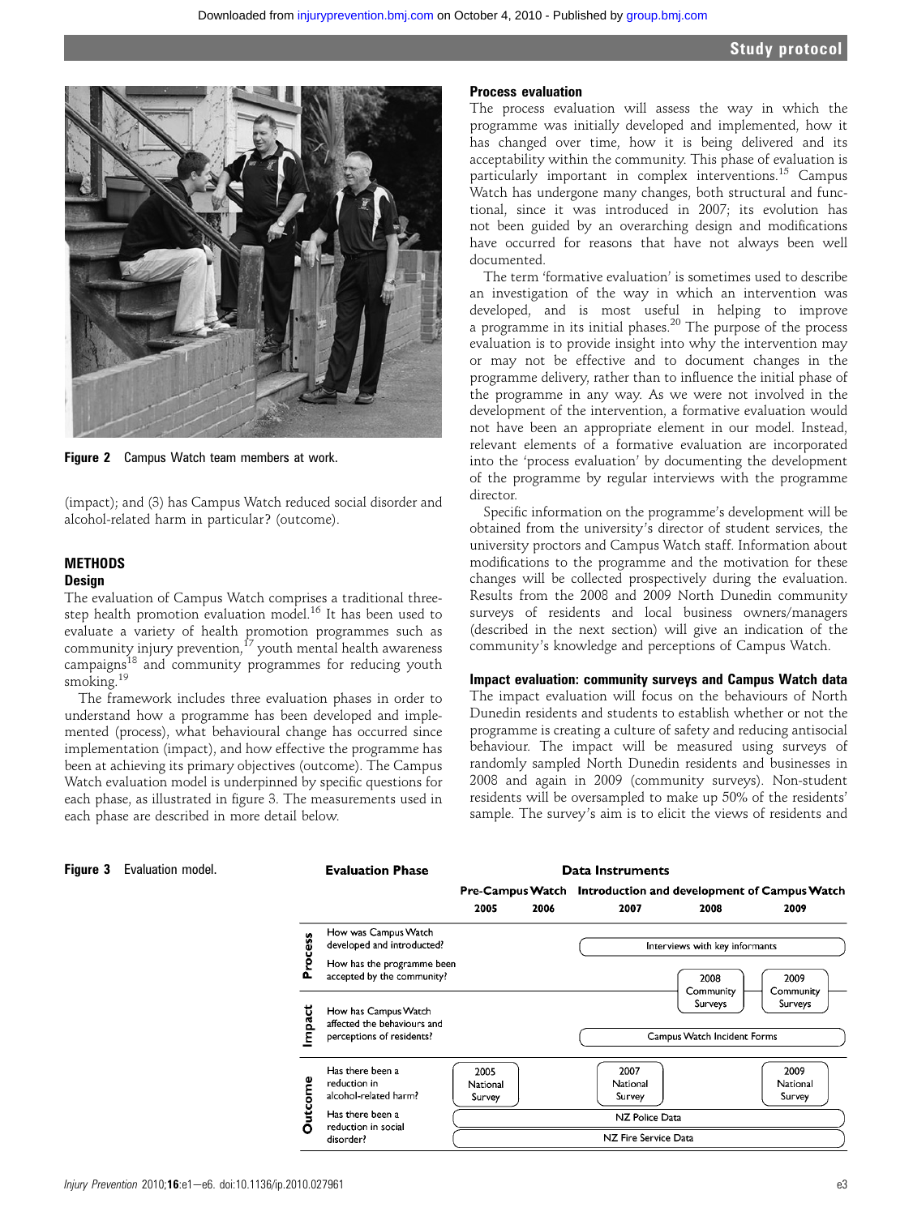Figure 2 Campus Watch team members at work.

(impact); and (3) has Campus Watch reduced social disorder and alcohol-related harm in particular? (outcome).

## METHODS

### Design

The evaluation of Campus Watch comprises a traditional three-step health promotion evaluation model.[16] It has been used to evaluate a variety of health promotion programmes such as community injury prevention,[17] youth mental health awareness campaigns[18] and community programmes for reducing youth smoking.[19]

The framework includes three evaluation phases in order to understand how a programme has been developed and implemented (process), what behavioural change has occurred since implementation (impact), and how effective the programme has been at achieving its primary objectives (outcome). The Campus Watch evaluation model is underpinned by specific questions for each phase, as illustrated in figure 3. The measurements used in each phase are described in more detail below.

### Process evaluation

The process evaluation will assess the way in which the programme was initially developed and implemented, how it has changed over time, how it is being delivered and its acceptability within the community. This phase of evaluation is particularly important in complex interventions.[15] Campus Watch has undergone many changes, both structural and functional, since it was introduced in 2007; its evolution has not been guided by an overarching design and modifications have occurred for reasons that have not always been well documented.

The term 'formative evaluation' is sometimes used to describe an investigation of the way in which an intervention was developed, and is most useful in helping to improve a programme in its initial phases.[20] The purpose of the process evaluation is to provide insight into why the intervention may or may not be effective and to document changes in the programme delivery, rather than to influence the initial phase of the programme in any way. As we were not involved in the development of the intervention, a formative evaluation would not have been an appropriate element in our model. Instead, relevant elements of a formative evaluation are incorporated into the 'process evaluation' by documenting the development of the programme by regular interviews with the programme director.

Specific information on the programme's development will be obtained from the university's director of student services, the university proctors and Campus Watch staff. Information about modifications to the programme and the motivation for these changes will be collected prospectively during the evaluation. Results from the 2008 and 2009 North Dunedin community surveys of residents and local business owners/managers (described in the next section) will give an indication of the community's knowledge and perceptions of Campus Watch.

### Impact evaluation: community surveys and Campus Watch data

The impact evaluation will focus on the behaviours of North Dunedin residents and students to establish whether or not the programme is creating a culture of safety and reducing antisocial behaviour. The impact will be measured using surveys of randomly sampled North Dunedin residents and businesses in 2008 and again in 2009 (community surveys). Non-student residents will be oversampled to make up 50% of the residents' sample. The survey's aim is to elicit the views of residents and

Figure 3 Evaluation model.

| Evaluation Phase | | Pre-Campus Watch 2005 | Pre-Campus Watch 2006 | Introduction and development 2007 | 2008 | 2009 |
|---|---|---|---|---|---|---|
| Process | How was Campus Watch developed and introducted? | | | Interviews with key informants (2007–2009) | | |
| Process | How has the programme been accepted by the community? | | | | 2008 Community Surveys | 2009 Community Surveys |
| Impact | How has Campus Watch affected the behaviours and perceptions of residents? | | | Campus Watch Incident Forms (2007–2009) | | |
| Outcome | Has there been a reduction in alcohol-related harm? | 2005 National Survey | | 2007 National Survey | | 2009 National Survey |
| Outcome | Has there been a reduction in social disorder? | NZ Police Data (2005–2009); NZ Fire Service Data (2005–2009) | | | | |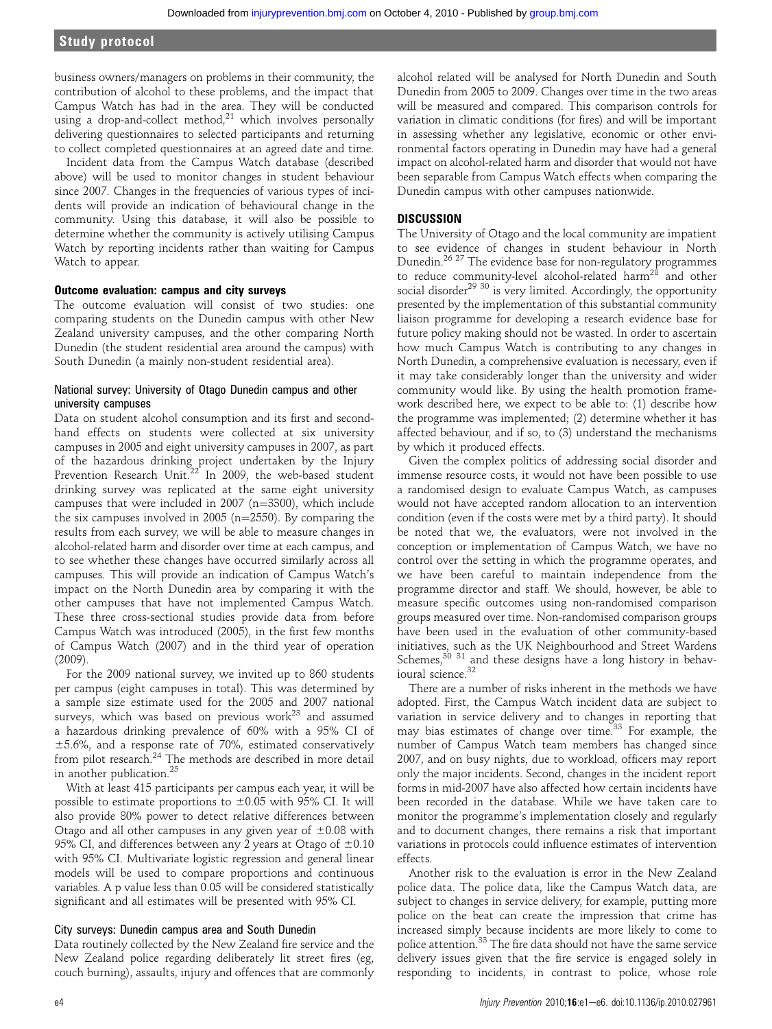business owners/managers on problems in their community, the contribution of alcohol to these problems, and the impact that Campus Watch has had in the area. They will be conducted using a drop-and-collect method,[21] which involves personally delivering questionnaires to selected participants and returning to collect completed questionnaires at an agreed date and time.

Incident data from the Campus Watch database (described above) will be used to monitor changes in student behaviour since 2007. Changes in the frequencies of various types of incidents will provide an indication of behavioural change in the community. Using this database, it will also be possible to determine whether the community is actively utilising Campus Watch by reporting incidents rather than waiting for Campus Watch to appear.

### Outcome evaluation: campus and city surveys

The outcome evaluation will consist of two studies: one comparing students on the Dunedin campus with other New Zealand university campuses, and the other comparing North Dunedin (the student residential area around the campus) with South Dunedin (a mainly non-student residential area).

#### National survey: University of Otago Dunedin campus and other university campuses

Data on student alcohol consumption and its first and second-hand effects on students were collected at six university campuses in 2005 and eight university campuses in 2007, as part of the hazardous drinking project undertaken by the Injury Prevention Research Unit.[22] In 2009, the web-based student drinking survey was replicated at the same eight university campuses that were included in 2007 (n=3300), which include the six campuses involved in 2005 (n=2550). By comparing the results from each survey, we will be able to measure changes in alcohol-related harm and disorder over time at each campus, and to see whether these changes have occurred similarly across all campuses. This will provide an indication of Campus Watch's impact on the North Dunedin area by comparing it with the other campuses that have not implemented Campus Watch. These three cross-sectional studies provide data from before Campus Watch was introduced (2005), in the first few months of Campus Watch (2007) and in the third year of operation (2009).

For the 2009 national survey, we invited up to 860 students per campus (eight campuses in total). This was determined by a sample size estimate used for the 2005 and 2007 national surveys, which was based on previous work[23] and assumed a hazardous drinking prevalence of 60% with a 95% CI of ±5.6%, and a response rate of 70%, estimated conservatively from pilot research.[24] The methods are described in more detail in another publication.[25]

With at least 415 participants per campus each year, it will be possible to estimate proportions to ±0.05 with 95% CI. It will also provide 80% power to detect relative differences between Otago and all other campuses in any given year of ±0.08 with 95% CI, and differences between any 2 years at Otago of ±0.10 with 95% CI. Multivariate logistic regression and general linear models will be used to compare proportions and continuous variables. A p value less than 0.05 will be considered statistically significant and all estimates will be presented with 95% CI.

#### City surveys: Dunedin campus area and South Dunedin

Data routinely collected by the New Zealand fire service and the New Zealand police regarding deliberately lit street fires (eg, couch burning), assaults, injury and offences that are commonly alcohol related will be analysed for North Dunedin and South Dunedin from 2005 to 2009. Changes over time in the two areas will be measured and compared. This comparison controls for variation in climatic conditions (for fires) and will be important in assessing whether any legislative, economic or other environmental factors operating in Dunedin may have had a general impact on alcohol-related harm and disorder that would not have been separable from Campus Watch effects when comparing the Dunedin campus with other campuses nationwide.

## DISCUSSION

The University of Otago and the local community are impatient to see evidence of changes in student behaviour in North Dunedin.[26,27] The evidence base for non-regulatory programmes to reduce community-level alcohol-related harm[28] and other social disorder[29,30] is very limited. Accordingly, the opportunity presented by the implementation of this substantial community liaison programme for developing a research evidence base for future policy making should not be wasted. In order to ascertain how much Campus Watch is contributing to any changes in North Dunedin, a comprehensive evaluation is necessary, even if it may take considerably longer than the university and wider community would like. By using the health promotion framework described here, we expect to be able to: (1) describe how the programme was implemented; (2) determine whether it has affected behaviour, and if so, to (3) understand the mechanisms by which it produced effects.

Given the complex politics of addressing social disorder and immense resource costs, it would not have been possible to use a randomised design to evaluate Campus Watch, as campuses would not have accepted random allocation to an intervention condition (even if the costs were met by a third party). It should be noted that we, the evaluators, were not involved in the conception or implementation of Campus Watch, we have no control over the setting in which the programme operates, and we have been careful to maintain independence from the programme director and staff. We should, however, be able to measure specific outcomes using non-randomised comparison groups measured over time. Non-randomised comparison groups have been used in the evaluation of other community-based initiatives, such as the UK Neighbourhood and Street Wardens Schemes,[30,31] and these designs have a long history in behavioural science.[32]

There are a number of risks inherent in the methods we have adopted. First, the Campus Watch incident data are subject to variation in service delivery and to changes in reporting that may bias estimates of change over time.[33] For example, the number of Campus Watch team members has changed since 2007, and on busy nights, due to workload, officers may report only the major incidents. Second, changes in the incident report forms in mid-2007 have also affected how certain incidents have been recorded in the database. While we have taken care to monitor the programme's implementation closely and regularly and to document changes, there remains a risk that important variations in protocols could influence estimates of intervention effects.

Another risk to the evaluation is error in the New Zealand police data. The police data, like the Campus Watch data, are subject to changes in service delivery, for example, putting more police on the beat can create the impression that crime has increased simply because incidents are more likely to come to police attention.[33] The fire data should not have the same service delivery issues given that the fire service is engaged solely in responding to incidents, in contrast to police, whose role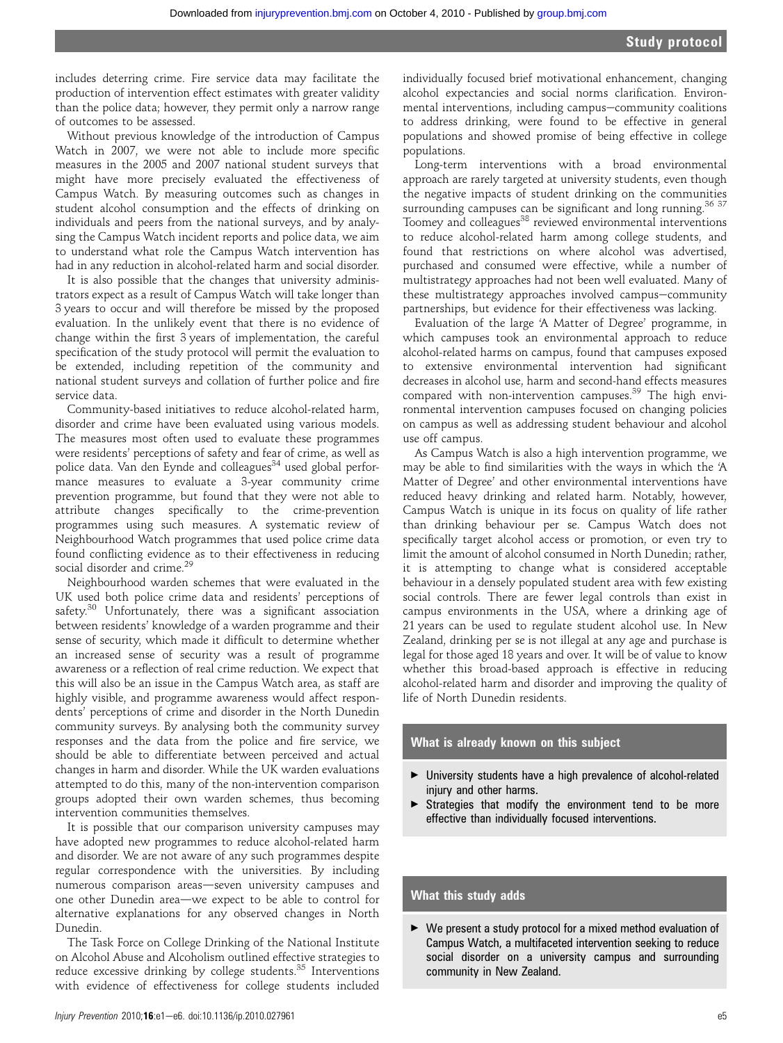includes deterring crime. Fire service data may facilitate the production of intervention effect estimates with greater validity than the police data; however, they permit only a narrow range of outcomes to be assessed.

Without previous knowledge of the introduction of Campus Watch in 2007, we were not able to include more specific measures in the 2005 and 2007 national student surveys that might have more precisely evaluated the effectiveness of Campus Watch. By measuring outcomes such as changes in student alcohol consumption and the effects of drinking on individuals and peers from the national surveys, and by analysing the Campus Watch incident reports and police data, we aim to understand what role the Campus Watch intervention has had in any reduction in alcohol-related harm and social disorder.

It is also possible that the changes that university administrators expect as a result of Campus Watch will take longer than 3 years to occur and will therefore be missed by the proposed evaluation. In the unlikely event that there is no evidence of change within the first 3 years of implementation, the careful specification of the study protocol will permit the evaluation to be extended, including repetition of the community and national student surveys and collation of further police and fire service data.

Community-based initiatives to reduce alcohol-related harm, disorder and crime have been evaluated using various models. The measures most often used to evaluate these programmes were residents' perceptions of safety and fear of crime, as well as police data. Van den Eynde and colleagues[34] used global performance measures to evaluate a 3-year community crime prevention programme, but found that they were not able to attribute changes specifically to the crime-prevention programmes using such measures. A systematic review of Neighbourhood Watch programmes that used police crime data found conflicting evidence as to their effectiveness in reducing social disorder and crime.[29]

Neighbourhood warden schemes that were evaluated in the UK used both police crime data and residents' perceptions of safety.[30] Unfortunately, there was a significant association between residents' knowledge of a warden programme and their sense of security, which made it difficult to determine whether an increased sense of security was a result of programme awareness or a reflection of real crime reduction. We expect that this will also be an issue in the Campus Watch area, as staff are highly visible, and programme awareness would affect respondents' perceptions of crime and disorder in the North Dunedin community surveys. By analysing both the community survey responses and the data from the police and fire service, we should be able to differentiate between perceived and actual changes in harm and disorder. While the UK warden evaluations attempted to do this, many of the non-intervention comparison groups adopted their own warden schemes, thus becoming intervention communities themselves.

It is possible that our comparison university campuses may have adopted new programmes to reduce alcohol-related harm and disorder. We are not aware of any such programmes despite regular correspondence with the universities. By including numerous comparison areas—seven university campuses and one other Dunedin area—we expect to be able to control for alternative explanations for any observed changes in North Dunedin.

The Task Force on College Drinking of the National Institute on Alcohol Abuse and Alcoholism outlined effective strategies to reduce excessive drinking by college students.[35] Interventions with evidence of effectiveness for college students included individually focused brief motivational enhancement, changing alcohol expectancies and social norms clarification. Environmental interventions, including campus–community coalitions to address drinking, were found to be effective in general populations and showed promise of being effective in college populations.

Long-term interventions with a broad environmental approach are rarely targeted at university students, even though the negative impacts of student drinking on the communities surrounding campuses can be significant and long running.[36 37] Toomey and colleagues[38] reviewed environmental interventions to reduce alcohol-related harm among college students, and found that restrictions on where alcohol was advertised, purchased and consumed were effective, while a number of multistrategy approaches had not been well evaluated. Many of these multistrategy approaches involved campus–community partnerships, but evidence for their effectiveness was lacking.

Evaluation of the large 'A Matter of Degree' programme, in which campuses took an environmental approach to reduce alcohol-related harms on campus, found that campuses exposed to extensive environmental intervention had significant decreases in alcohol use, harm and second-hand effects measures compared with non-intervention campuses.[39] The high environmental intervention campuses focused on changing policies on campus as well as addressing student behaviour and alcohol use off campus.

As Campus Watch is also a high intervention programme, we may be able to find similarities with the ways in which the 'A Matter of Degree' and other environmental interventions have reduced heavy drinking and related harm. Notably, however, Campus Watch is unique in its focus on quality of life rather than drinking behaviour per se. Campus Watch does not specifically target alcohol access or promotion, or even try to limit the amount of alcohol consumed in North Dunedin; rather, it is attempting to change what is considered acceptable behaviour in a densely populated student area with few existing social controls. There are fewer legal controls than exist in campus environments in the USA, where a drinking age of 21 years can be used to regulate student alcohol use. In New Zealand, drinking per se is not illegal at any age and purchase is legal for those aged 18 years and over. It will be of value to know whether this broad-based approach is effective in reducing alcohol-related harm and disorder and improving the quality of life of North Dunedin residents.

## What is already known on this subject

- University students have a high prevalence of alcohol-related injury and other harms.
- Strategies that modify the environment tend to be more effective than individually focused interventions.

## What this study adds

- We present a study protocol for a mixed method evaluation of Campus Watch, a multifaceted intervention seeking to reduce social disorder on a university campus and surrounding community in New Zealand.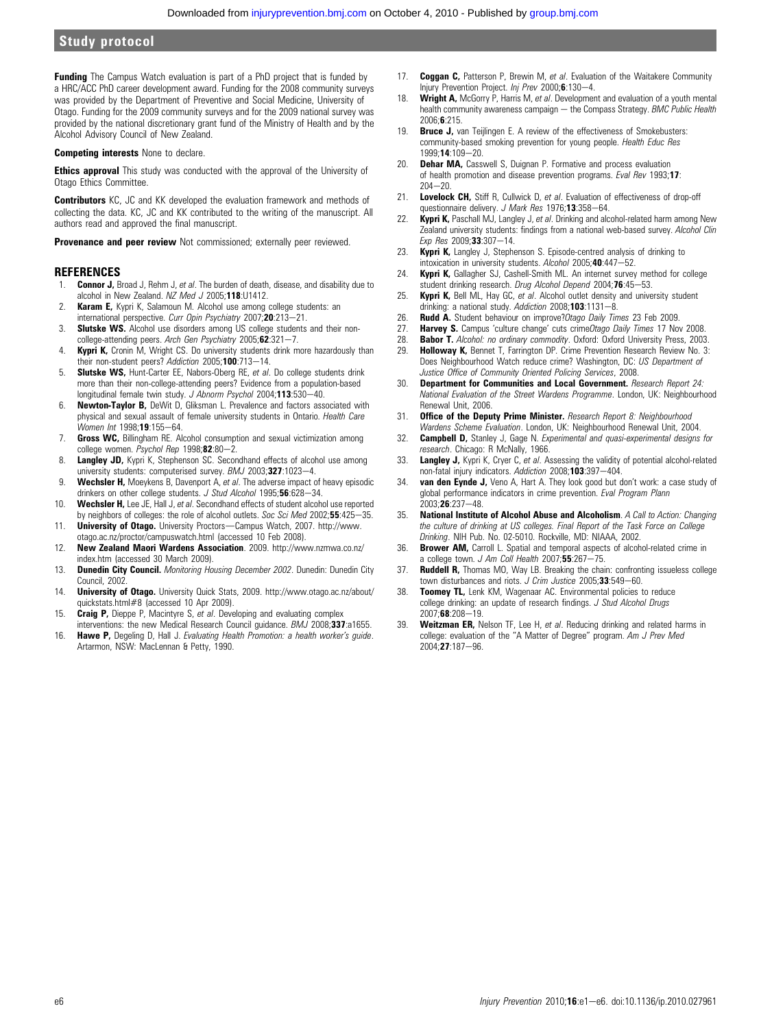**Funding** The Campus Watch evaluation is part of a PhD project that is funded by a HRC/ACC PhD career development award. Funding for the 2008 community surveys was provided by the Department of Preventive and Social Medicine, University of Otago. Funding for the 2009 community surveys and for the 2009 national survey was provided by the national discretionary grant fund of the Ministry of Health and by the Alcohol Advisory Council of New Zealand.

**Competing interests** None to declare.

**Ethics approval** This study was conducted with the approval of the University of Otago Ethics Committee.

**Contributors** KC, JC and KK developed the evaluation framework and methods of collecting the data. KC, JC and KK contributed to the writing of the manuscript. All authors read and approved the final manuscript.

**Provenance and peer review** Not commissioned; externally peer reviewed.

## REFERENCES

1. **Connor J,** Broad J, Rehm J, *et al*. The burden of death, disease, and disability due to alcohol in New Zealand. *NZ Med J* 2005;**118**:U1412.
2. **Karam E,** Kypri K, Salamoun M. Alcohol use among college students: an international perspective. *Curr Opin Psychiatry* 2007;**20**:213—21.
3. **Slutske WS.** Alcohol use disorders among US college students and their non-college-attending peers. *Arch Gen Psychiatry* 2005;**62**:321—7.
4. **Kypri K,** Cronin M, Wright CS. Do university students drink more hazardously than their non-student peers? *Addiction* 2005;**100**:713—14.
5. **Slutske WS,** Hunt-Carter EE, Nabors-Oberg RE, *et al*. Do college students drink more than their non-college-attending peers? Evidence from a population-based longitudinal female twin study. *J Abnorm Psychol* 2004;**113**:530—40.
6. **Newton-Taylor B,** DeWit D, Gliksman L. Prevalence and factors associated with physical and sexual assault of female university students in Ontario. *Health Care Women Int* 1998;**19**:155—64.
7. **Gross WC,** Billingham RE. Alcohol consumption and sexual victimization among college women. *Psychol Rep* 1998;**82**:80—2.
8. **Langley JD,** Kypri K, Stephenson SC. Secondhand effects of alcohol use among university students: computerised survey. *BMJ* 2003;**327**:1023—4.
9. **Wechsler H,** Moeykens B, Davenport A, *et al*. The adverse impact of heavy episodic drinkers on other college students. *J Stud Alcohol* 1995;**56**:628—34.
10. **Wechsler H,** Lee JE, Hall J, *et al*. Secondhand effects of student alcohol use reported by neighbors of colleges: the role of alcohol outlets. *Soc Sci Med* 2002;**55**:425—35.
11. **University of Otago.** University Proctors—Campus Watch, 2007. http://www.otago.ac.nz/proctor/campuswatch.html (accessed 10 Feb 2008).
12. **New Zealand Maori Wardens Association**. 2009. http://www.nzmwa.co.nz/index.htm (accessed 30 March 2009).
13. **Dunedin City Council.** *Monitoring Housing December 2002*. Dunedin: Dunedin City Council, 2002.
14. **University of Otago.** University Quick Stats, 2009. http://www.otago.ac.nz/about/quickstats.html#8 (accessed 10 Apr 2009).
15. **Craig P,** Dieppe P, Macintyre S, *et al*. Developing and evaluating complex interventions: the new Medical Research Council guidance. *BMJ* 2008;**337**:a1655.
16. **Hawe P,** Degeling D, Hall J. *Evaluating Health Promotion: a health worker's guide*. Artarmon, NSW: MacLennan & Petty, 1990.
17. **Coggan C,** Patterson P, Brewin M, *et al*. Evaluation of the Waitakere Community Injury Prevention Project. *Inj Prev* 2000;**6**:130—4.
18. **Wright A,** McGorry P, Harris M, *et al*. Development and evaluation of a youth mental health community awareness campaign — the Compass Strategy. *BMC Public Health* 2006;**6**:215.
19. **Bruce J,** van Teijlingen E. A review of the effectiveness of Smokebusters: community-based smoking prevention for young people. *Health Educ Res* 1999;**14**:109—20.
20. **Dehar MA,** Casswell S, Duignan P. Formative and process evaluation of health promotion and disease prevention programs. *Eval Rev* 1993;**17**:204—20.
21. **Lovelock CH,** Stiff R, Cullwick D, *et al*. Evaluation of effectiveness of drop-off questionnaire delivery. *J Mark Res* 1976;**13**:358—64.
22. **Kypri K,** Paschall MJ, Langley J, *et al*. Drinking and alcohol-related harm among New Zealand university students: findings from a national web-based survey. *Alcohol Clin Exp Res* 2009;**33**:307—14.
23. **Kypri K,** Langley J, Stephenson S. Episode-centred analysis of drinking to intoxication in university students. *Alcohol* 2005;**40**:447—52.
24. **Kypri K,** Gallagher SJ, Cashell-Smith ML. An internet survey method for college student drinking research. *Drug Alcohol Depend* 2004;**76**:45—53.
25. **Kypri K,** Bell ML, Hay GC, *et al*. Alcohol outlet density and university student drinking: a national study. *Addiction* 2008;**103**:1131—8.
26. **Rudd A.** Student behaviour on improve?*Otago Daily Times* 23 Feb 2009.
27. **Harvey S.** Campus 'culture change' cuts crime*Otago Daily Times* 17 Nov 2008.
28. **Babor T.** *Alcohol: no ordinary commodity*. Oxford: Oxford University Press, 2003.
29. **Holloway K,** Bennet T, Farrington DP. Crime Prevention Research Review No. 3: Does Neighbourhood Watch reduce crime? Washington, DC: *US Department of Justice Office of Community Oriented Policing Services*, 2008.
30. **Department for Communities and Local Government.** *Research Report 24: National Evaluation of the Street Wardens Programme*. London, UK: Neighbourhood Renewal Unit, 2006.
31. **Office of the Deputy Prime Minister.** *Research Report 8: Neighbourhood Wardens Scheme Evaluation*. London, UK: Neighbourhood Renewal Unit, 2004.
32. **Campbell D,** Stanley J, Gage N. *Experimental and quasi-experimental designs for research*. Chicago: R McNally, 1966.
33. **Langley J,** Kypri K, Cryer C, *et al*. Assessing the validity of potential alcohol-related non-fatal injury indicators. *Addiction* 2008;**103**:397—404.
34. **van den Eynde J,** Veno A, Hart A. They look good but don't work: a case study of global performance indicators in crime prevention. *Eval Program Plann* 2003;**26**:237—48.
35. **National Institute of Alcohol Abuse and Alcoholism**. *A Call to Action: Changing the culture of drinking at US colleges. Final Report of the Task Force on College Drinking*. NIH Pub. No. 02-5010. Rockville, MD: NIAAA, 2002.
36. **Brower AM,** Carroll L. Spatial and temporal aspects of alcohol-related crime in a college town. *J Am Coll Health* 2007;**55**:267—75.
37. **Ruddell R,** Thomas MO, Way LB. Breaking the chain: confronting issueless college town disturbances and riots. *J Crim Justice* 2005;**33**:549—60.
38. **Toomey TL,** Lenk KM, Wagenaar AC. Environmental policies to reduce college drinking: an update of research findings. *J Stud Alcohol Drugs* 2007;**68**:208—19.
39. **Weitzman ER,** Nelson TF, Lee H, *et al*. Reducing drinking and related harms in college: evaluation of the "A Matter of Degree" program. *Am J Prev Med* 2004;**27**:187—96.